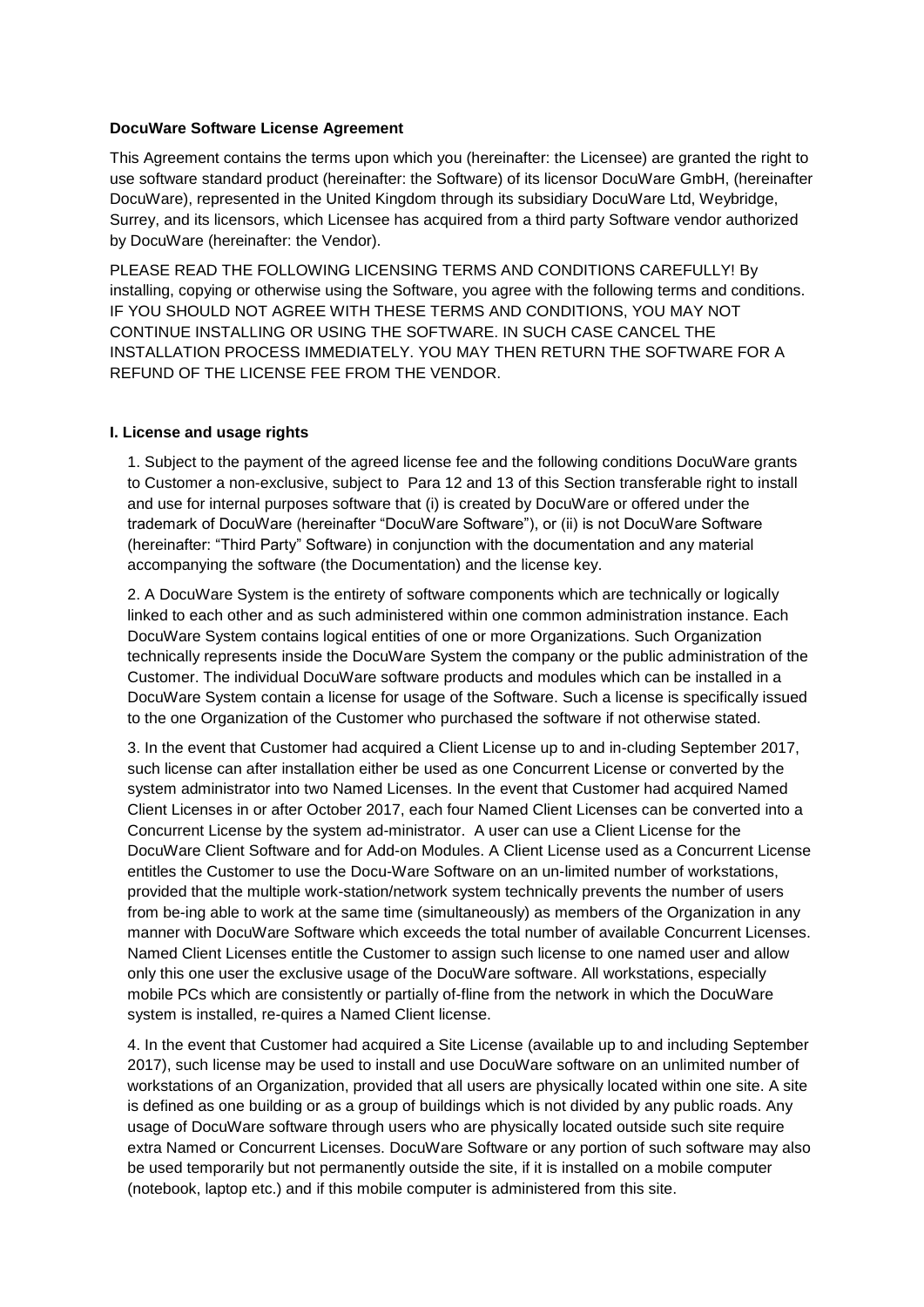**DocuWare Software License Agreement**

This Agreement contains the terms upon which you (hereinafter: the Licensee) are granted the right to use software standard product (hereinafter: the Software) of its licensor DocuWare GmbH, (hereinafter DocuWare), represented in the United Kingdom through its subsidiary DocuWare Ltd, Weybridge, Surrey, and its licensors, which Licensee has acquired from a third party Software vendor authorized by DocuWare (hereinafter: the Vendor).

PLEASE READ THE FOLLOWING LICENSING TERMS AND CONDITIONS CAREFULLY! By installing, copying or otherwise using the Software, you agree with the following terms and conditions. IF YOU SHOULD NOT AGREE WITH THESE TERMS AND CONDITIONS, YOU MAY NOT CONTINUE INSTALLING OR USING THE SOFTWARE. IN SUCH CASE CANCEL THE INSTALLATION PROCESS IMMEDIATELY. YOU MAY THEN RETURN THE SOFTWARE FOR A REFUND OF THE LICENSE FEE FROM THE VENDOR.

**I. License and usage rights**

1. Subject to the payment of the agreed license fee and the following conditions DocuWare grants to Customer a non-exclusive, subject to Para 12 and 13 of this Section transferable right to install and use for internal purposes software that (i) is created by DocuWare or offered under the trademark of DocuWare (hereinafter "DocuWare Software"), or (ii) is not DocuWare Software (hereinafter: "Third Party" Software) in conjunction with the documentation and any material accompanying the software (the Documentation) and the license key.

2. A DocuWare System is the entirety of software components which are technically or logically linked to each other and as such administered within one common administration instance. Each DocuWare System contains logical entities of one or more Organizations. Such Organization technically represents inside the DocuWare System the company or the public administration of the Customer. The individual DocuWare software products and modules which can be installed in a DocuWare System contain a license for usage of the Software. Such a license is specifically issued to the one Organization of the Customer who purchased the software if not otherwise stated.

3. In the event that Customer had acquired a Client License up to and in-cluding September 2017, such license can after installation either be used as one Concurrent License or converted by the system administrator into two Named Licenses. In the event that Customer had acquired Named Client Licenses in or after October 2017, each four Named Client Licenses can be converted into a Concurrent License by the system ad-ministrator. A user can use a Client License for the DocuWare Client Software and for Add-on Modules. A Client License used as a Concurrent License entitles the Customer to use the Docu-Ware Software on an un-limited number of workstations, provided that the multiple work-station/network system technically prevents the number of users from be-ing able to work at the same time (simultaneously) as members of the Organization in any manner with DocuWare Software which exceeds the total number of available Concurrent Licenses. Named Client Licenses entitle the Customer to assign such license to one named user and allow only this one user the exclusive usage of the DocuWare software. All workstations, especially mobile PCs which are consistently or partially of-fline from the network in which the DocuWare system is installed, re-quires a Named Client license.

4. In the event that Customer had acquired a Site License (available up to and including September 2017), such license may be used to install and use DocuWare software on an unlimited number of workstations of an Organization, provided that all users are physically located within one site. A site is defined as one building or as a group of buildings which is not divided by any public roads. Any usage of DocuWare software through users who are physically located outside such site require extra Named or Concurrent Licenses. DocuWare Software or any portion of such software may also be used temporarily but not permanently outside the site, if it is installed on a mobile computer (notebook, laptop etc.) and if this mobile computer is administered from this site.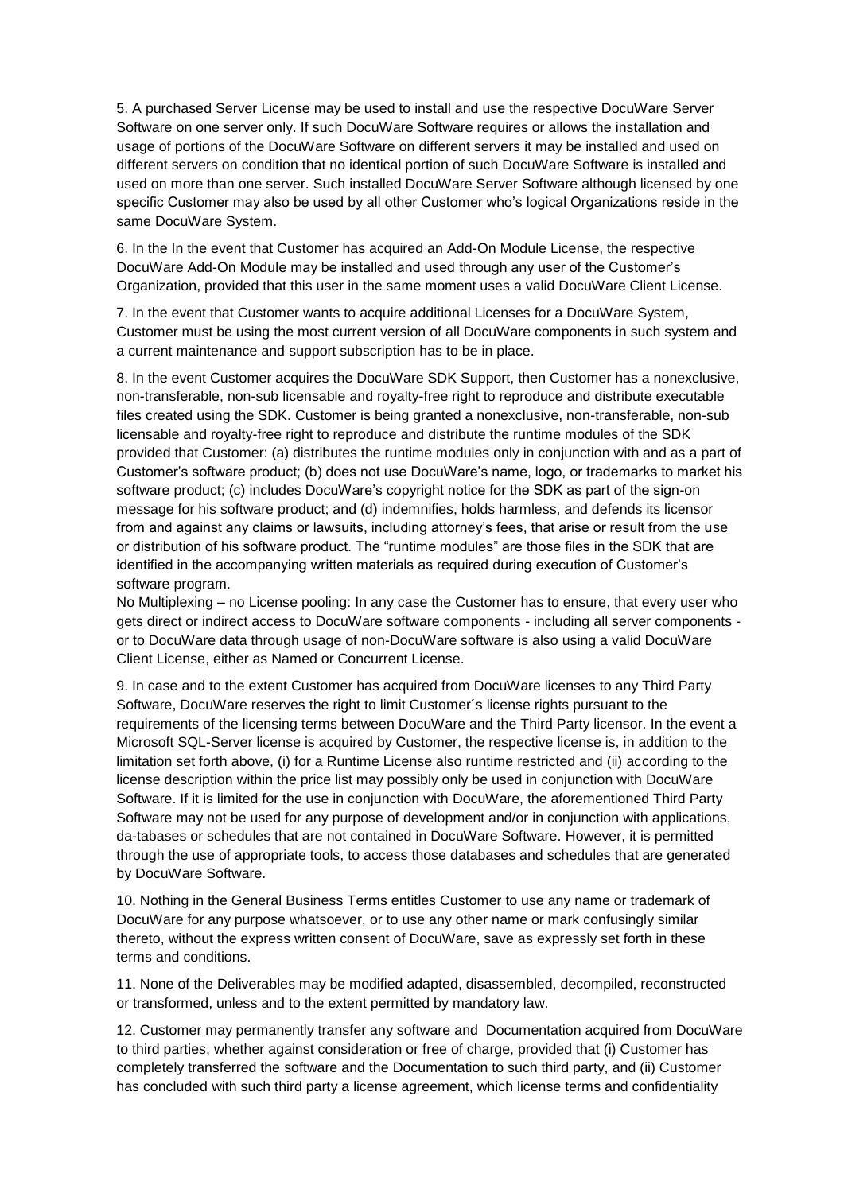5. A purchased Server License may be used to install and use the respective DocuWare Server Software on one server only. If such DocuWare Software requires or allows the installation and usage of portions of the DocuWare Software on different servers it may be installed and used on different servers on condition that no identical portion of such DocuWare Software is installed and used on more than one server. Such installed DocuWare Server Software although licensed by one specific Customer may also be used by all other Customer who's logical Organizations reside in the same DocuWare System.

6. In the In the event that Customer has acquired an Add-On Module License, the respective DocuWare Add-On Module may be installed and used through any user of the Customer's Organization, provided that this user in the same moment uses a valid DocuWare Client License.

7. In the event that Customer wants to acquire additional Licenses for a DocuWare System, Customer must be using the most current version of all DocuWare components in such system and a current maintenance and support subscription has to be in place.

8. In the event Customer acquires the DocuWare SDK Support, then Customer has a nonexclusive, non-transferable, non-sub licensable and royalty-free right to reproduce and distribute executable files created using the SDK. Customer is being granted a nonexclusive, non-transferable, non-sub licensable and royalty-free right to reproduce and distribute the runtime modules of the SDK provided that Customer: (a) distributes the runtime modules only in conjunction with and as a part of Customer's software product; (b) does not use DocuWare's name, logo, or trademarks to market his software product; (c) includes DocuWare's copyright notice for the SDK as part of the sign-on message for his software product; and (d) indemnifies, holds harmless, and defends its licensor from and against any claims or lawsuits, including attorney's fees, that arise or result from the use or distribution of his software product. The "runtime modules" are those files in the SDK that are identified in the accompanying written materials as required during execution of Customer's software program.
No Multiplexing – no License pooling: In any case the Customer has to ensure, that every user who gets direct or indirect access to DocuWare software components - including all server components - or to DocuWare data through usage of non-DocuWare software is also using a valid DocuWare Client License, either as Named or Concurrent License.

9. In case and to the extent Customer has acquired from DocuWare licenses to any Third Party Software, DocuWare reserves the right to limit Customer´s license rights pursuant to the requirements of the licensing terms between DocuWare and the Third Party licensor. In the event a Microsoft SQL-Server license is acquired by Customer, the respective license is, in addition to the limitation set forth above, (i) for a Runtime License also runtime restricted and (ii) according to the license description within the price list may possibly only be used in conjunction with DocuWare Software. If it is limited for the use in conjunction with DocuWare, the aforementioned Third Party Software may not be used for any purpose of development and/or in conjunction with applications, da-tabases or schedules that are not contained in DocuWare Software. However, it is permitted through the use of appropriate tools, to access those databases and schedules that are generated by DocuWare Software.

10. Nothing in the General Business Terms entitles Customer to use any name or trademark of DocuWare for any purpose whatsoever, or to use any other name or mark confusingly similar thereto, without the express written consent of DocuWare, save as expressly set forth in these terms and conditions.

11. None of the Deliverables may be modified adapted, disassembled, decompiled, reconstructed or transformed, unless and to the extent permitted by mandatory law.

12. Customer may permanently transfer any software and Documentation acquired from DocuWare to third parties, whether against consideration or free of charge, provided that (i) Customer has completely transferred the software and the Documentation to such third party, and (ii) Customer has concluded with such third party a license agreement, which license terms and confidentiality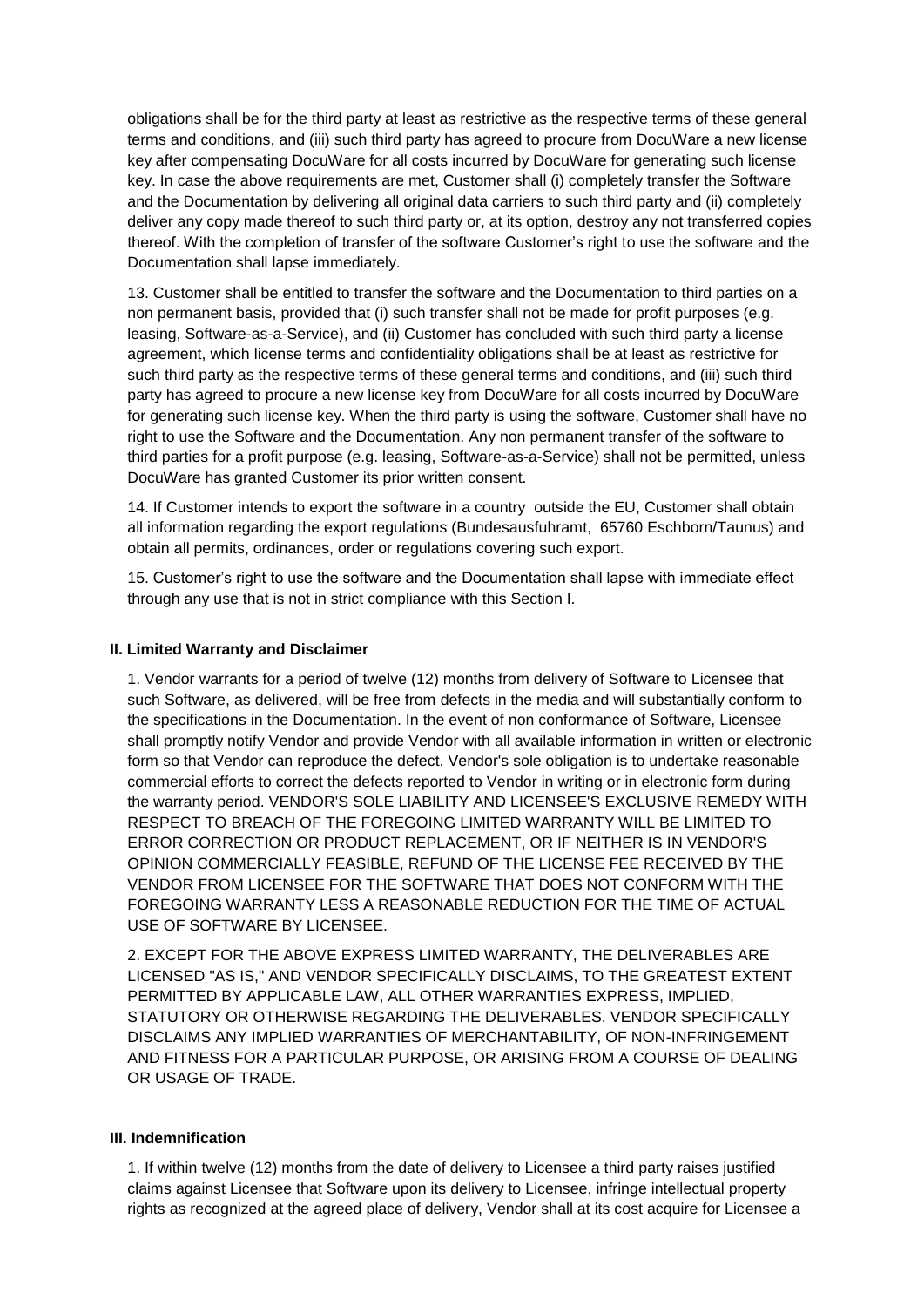obligations shall be for the third party at least as restrictive as the respective terms of these general terms and conditions, and (iii) such third party has agreed to procure from DocuWare a new license key after compensating DocuWare for all costs incurred by DocuWare for generating such license key. In case the above requirements are met, Customer shall (i) completely transfer the Software and the Documentation by delivering all original data carriers to such third party and (ii) completely deliver any copy made thereof to such third party or, at its option, destroy any not transferred copies thereof. With the completion of transfer of the software Customer's right to use the software and the Documentation shall lapse immediately.

13. Customer shall be entitled to transfer the software and the Documentation to third parties on a non permanent basis, provided that (i) such transfer shall not be made for profit purposes (e.g. leasing, Software-as-a-Service), and (ii) Customer has concluded with such third party a license agreement, which license terms and confidentiality obligations shall be at least as restrictive for such third party as the respective terms of these general terms and conditions, and (iii) such third party has agreed to procure a new license key from DocuWare for all costs incurred by DocuWare for generating such license key. When the third party is using the software, Customer shall have no right to use the Software and the Documentation. Any non permanent transfer of the software to third parties for a profit purpose (e.g. leasing, Software-as-a-Service) shall not be permitted, unless DocuWare has granted Customer its prior written consent.

14. If Customer intends to export the software in a country outside the EU, Customer shall obtain all information regarding the export regulations (Bundesausfuhramt, 65760 Eschborn/Taunus) and obtain all permits, ordinances, order or regulations covering such export.

15. Customer's right to use the software and the Documentation shall lapse with immediate effect through any use that is not in strict compliance with this Section I.

**II. Limited Warranty and Disclaimer**

1. Vendor warrants for a period of twelve (12) months from delivery of Software to Licensee that such Software, as delivered, will be free from defects in the media and will substantially conform to the specifications in the Documentation. In the event of non conformance of Software, Licensee shall promptly notify Vendor and provide Vendor with all available information in written or electronic form so that Vendor can reproduce the defect. Vendor's sole obligation is to undertake reasonable commercial efforts to correct the defects reported to Vendor in writing or in electronic form during the warranty period. VENDOR'S SOLE LIABILITY AND LICENSEE'S EXCLUSIVE REMEDY WITH RESPECT TO BREACH OF THE FOREGOING LIMITED WARRANTY WILL BE LIMITED TO ERROR CORRECTION OR PRODUCT REPLACEMENT, OR IF NEITHER IS IN VENDOR'S OPINION COMMERCIALLY FEASIBLE, REFUND OF THE LICENSE FEE RECEIVED BY THE VENDOR FROM LICENSEE FOR THE SOFTWARE THAT DOES NOT CONFORM WITH THE FOREGOING WARRANTY LESS A REASONABLE REDUCTION FOR THE TIME OF ACTUAL USE OF SOFTWARE BY LICENSEE.

2. EXCEPT FOR THE ABOVE EXPRESS LIMITED WARRANTY, THE DELIVERABLES ARE LICENSED "AS IS," AND VENDOR SPECIFICALLY DISCLAIMS, TO THE GREATEST EXTENT PERMITTED BY APPLICABLE LAW, ALL OTHER WARRANTIES EXPRESS, IMPLIED, STATUTORY OR OTHERWISE REGARDING THE DELIVERABLES. VENDOR SPECIFICALLY DISCLAIMS ANY IMPLIED WARRANTIES OF MERCHANTABILITY, OF NON-INFRINGEMENT AND FITNESS FOR A PARTICULAR PURPOSE, OR ARISING FROM A COURSE OF DEALING OR USAGE OF TRADE.

**III. Indemnification**

1. If within twelve (12) months from the date of delivery to Licensee a third party raises justified claims against Licensee that Software upon its delivery to Licensee, infringe intellectual property rights as recognized at the agreed place of delivery, Vendor shall at its cost acquire for Licensee a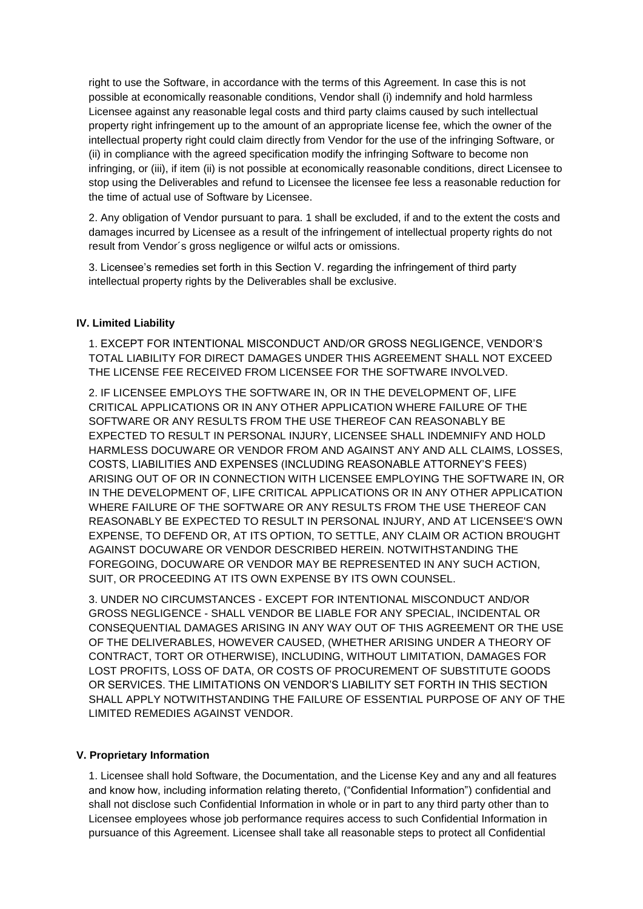right to use the Software, in accordance with the terms of this Agreement. In case this is not possible at economically reasonable conditions, Vendor shall (i) indemnify and hold harmless Licensee against any reasonable legal costs and third party claims caused by such intellectual property right infringement up to the amount of an appropriate license fee, which the owner of the intellectual property right could claim directly from Vendor for the use of the infringing Software, or (ii) in compliance with the agreed specification modify the infringing Software to become non infringing, or (iii), if item (ii) is not possible at economically reasonable conditions, direct Licensee to stop using the Deliverables and refund to Licensee the licensee fee less a reasonable reduction for the time of actual use of Software by Licensee.

2. Any obligation of Vendor pursuant to para. 1 shall be excluded, if and to the extent the costs and damages incurred by Licensee as a result of the infringement of intellectual property rights do not result from Vendor´s gross negligence or wilful acts or omissions.

3. Licensee's remedies set forth in this Section V. regarding the infringement of third party intellectual property rights by the Deliverables shall be exclusive.

**IV. Limited Liability**

1. EXCEPT FOR INTENTIONAL MISCONDUCT AND/OR GROSS NEGLIGENCE, VENDOR'S TOTAL LIABILITY FOR DIRECT DAMAGES UNDER THIS AGREEMENT SHALL NOT EXCEED THE LICENSE FEE RECEIVED FROM LICENSEE FOR THE SOFTWARE INVOLVED.

2. IF LICENSEE EMPLOYS THE SOFTWARE IN, OR IN THE DEVELOPMENT OF, LIFE CRITICAL APPLICATIONS OR IN ANY OTHER APPLICATION WHERE FAILURE OF THE SOFTWARE OR ANY RESULTS FROM THE USE THEREOF CAN REASONABLY BE EXPECTED TO RESULT IN PERSONAL INJURY, LICENSEE SHALL INDEMNIFY AND HOLD HARMLESS DOCUWARE OR VENDOR FROM AND AGAINST ANY AND ALL CLAIMS, LOSSES, COSTS, LIABILITIES AND EXPENSES (INCLUDING REASONABLE ATTORNEY'S FEES) ARISING OUT OF OR IN CONNECTION WITH LICENSEE EMPLOYING THE SOFTWARE IN, OR IN THE DEVELOPMENT OF, LIFE CRITICAL APPLICATIONS OR IN ANY OTHER APPLICATION WHERE FAILURE OF THE SOFTWARE OR ANY RESULTS FROM THE USE THEREOF CAN REASONABLY BE EXPECTED TO RESULT IN PERSONAL INJURY, AND AT LICENSEE'S OWN EXPENSE, TO DEFEND OR, AT ITS OPTION, TO SETTLE, ANY CLAIM OR ACTION BROUGHT AGAINST DOCUWARE OR VENDOR DESCRIBED HEREIN. NOTWITHSTANDING THE FOREGOING, DOCUWARE OR VENDOR MAY BE REPRESENTED IN ANY SUCH ACTION, SUIT, OR PROCEEDING AT ITS OWN EXPENSE BY ITS OWN COUNSEL.

3. UNDER NO CIRCUMSTANCES - EXCEPT FOR INTENTIONAL MISCONDUCT AND/OR GROSS NEGLIGENCE - SHALL VENDOR BE LIABLE FOR ANY SPECIAL, INCIDENTAL OR CONSEQUENTIAL DAMAGES ARISING IN ANY WAY OUT OF THIS AGREEMENT OR THE USE OF THE DELIVERABLES, HOWEVER CAUSED, (WHETHER ARISING UNDER A THEORY OF CONTRACT, TORT OR OTHERWISE), INCLUDING, WITHOUT LIMITATION, DAMAGES FOR LOST PROFITS, LOSS OF DATA, OR COSTS OF PROCUREMENT OF SUBSTITUTE GOODS OR SERVICES. THE LIMITATIONS ON VENDOR'S LIABILITY SET FORTH IN THIS SECTION SHALL APPLY NOTWITHSTANDING THE FAILURE OF ESSENTIAL PURPOSE OF ANY OF THE LIMITED REMEDIES AGAINST VENDOR.

**V. Proprietary Information**

1. Licensee shall hold Software, the Documentation, and the License Key and any and all features and know how, including information relating thereto, ("Confidential Information") confidential and shall not disclose such Confidential Information in whole or in part to any third party other than to Licensee employees whose job performance requires access to such Confidential Information in pursuance of this Agreement. Licensee shall take all reasonable steps to protect all Confidential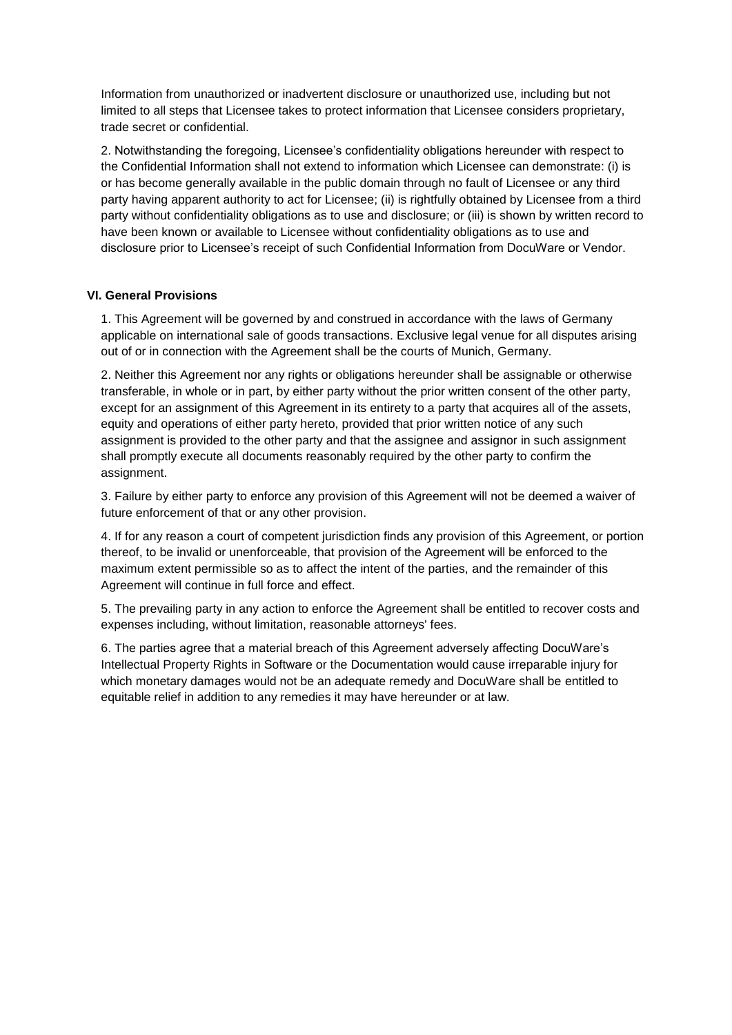Information from unauthorized or inadvertent disclosure or unauthorized use, including but not limited to all steps that Licensee takes to protect information that Licensee considers proprietary, trade secret or confidential.

2. Notwithstanding the foregoing, Licensee's confidentiality obligations hereunder with respect to the Confidential Information shall not extend to information which Licensee can demonstrate: (i) is or has become generally available in the public domain through no fault of Licensee or any third party having apparent authority to act for Licensee; (ii) is rightfully obtained by Licensee from a third party without confidentiality obligations as to use and disclosure; or (iii) is shown by written record to have been known or available to Licensee without confidentiality obligations as to use and disclosure prior to Licensee's receipt of such Confidential Information from DocuWare or Vendor.

**VI. General Provisions**

1. This Agreement will be governed by and construed in accordance with the laws of Germany applicable on international sale of goods transactions. Exclusive legal venue for all disputes arising out of or in connection with the Agreement shall be the courts of Munich, Germany.

2. Neither this Agreement nor any rights or obligations hereunder shall be assignable or otherwise transferable, in whole or in part, by either party without the prior written consent of the other party, except for an assignment of this Agreement in its entirety to a party that acquires all of the assets, equity and operations of either party hereto, provided that prior written notice of any such assignment is provided to the other party and that the assignee and assignor in such assignment shall promptly execute all documents reasonably required by the other party to confirm the assignment.

3. Failure by either party to enforce any provision of this Agreement will not be deemed a waiver of future enforcement of that or any other provision.

4. If for any reason a court of competent jurisdiction finds any provision of this Agreement, or portion thereof, to be invalid or unenforceable, that provision of the Agreement will be enforced to the maximum extent permissible so as to affect the intent of the parties, and the remainder of this Agreement will continue in full force and effect.

5. The prevailing party in any action to enforce the Agreement shall be entitled to recover costs and expenses including, without limitation, reasonable attorneys' fees.

6. The parties agree that a material breach of this Agreement adversely affecting DocuWare's Intellectual Property Rights in Software or the Documentation would cause irreparable injury for which monetary damages would not be an adequate remedy and DocuWare shall be entitled to equitable relief in addition to any remedies it may have hereunder or at law.